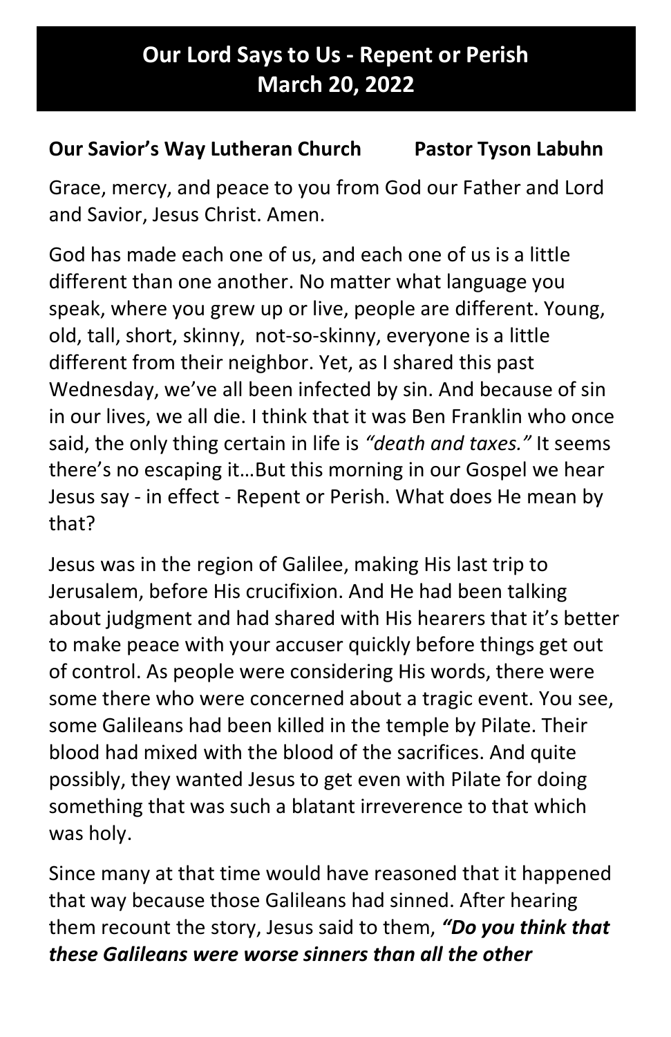# Our Lord Says to Us - Repent or Perish
## March 20, 2022

**Our Savior's Way Lutheran Church          Pastor Tyson Labuhn**

Grace, mercy, and peace to you from God our Father and Lord and Savior, Jesus Christ. Amen.

God has made each one of us, and each one of us is a little different than one another. No matter what language you speak, where you grew up or live, people are different. Young, old, tall, short, skinny,  not-so-skinny, everyone is a little different from their neighbor. Yet, as I shared this past Wednesday, we've all been infected by sin. And because of sin in our lives, we all die. I think that it was Ben Franklin who once said, the only thing certain in life is *"death and taxes."* It seems there's no escaping it…But this morning in our Gospel we hear Jesus say - in effect - Repent or Perish. What does He mean by that?

Jesus was in the region of Galilee, making His last trip to Jerusalem, before His crucifixion. And He had been talking about judgment and had shared with His hearers that it's better to make peace with your accuser quickly before things get out of control. As people were considering His words, there were some there who were concerned about a tragic event. You see, some Galileans had been killed in the temple by Pilate. Their blood had mixed with the blood of the sacrifices. And quite possibly, they wanted Jesus to get even with Pilate for doing something that was such a blatant irreverence to that which was holy.

Since many at that time would have reasoned that it happened that way because those Galileans had sinned. After hearing them recount the story, Jesus said to them, ***"Do you think that these Galileans were worse sinners than all the other***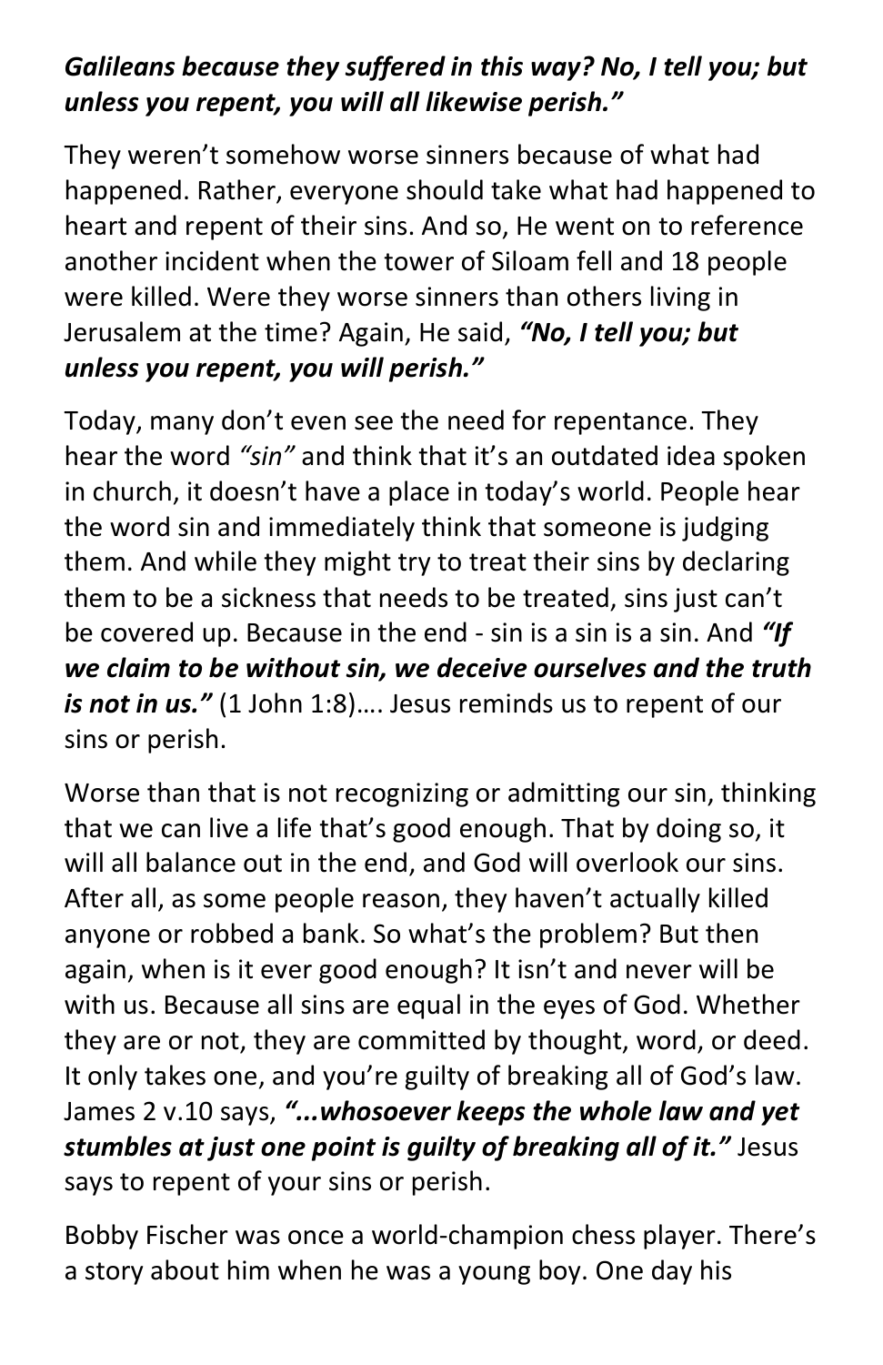***Galileans because they suffered in this way? No, I tell you; but unless you repent, you will all likewise perish."***

They weren't somehow worse sinners because of what had happened. Rather, everyone should take what had happened to heart and repent of their sins. And so, He went on to reference another incident when the tower of Siloam fell and 18 people were killed. Were they worse sinners than others living in Jerusalem at the time? Again, He said, ***"No, I tell you; but unless you repent, you will perish."***

Today, many don't even see the need for repentance. They hear the word *"sin"* and think that it's an outdated idea spoken in church, it doesn't have a place in today's world. People hear the word sin and immediately think that someone is judging them. And while they might try to treat their sins by declaring them to be a sickness that needs to be treated, sins just can't be covered up. Because in the end - sin is a sin is a sin. And ***"If we claim to be without sin, we deceive ourselves and the truth is not in us."*** (1 John 1:8)…. Jesus reminds us to repent of our sins or perish.

Worse than that is not recognizing or admitting our sin, thinking that we can live a life that's good enough. That by doing so, it will all balance out in the end, and God will overlook our sins. After all, as some people reason, they haven't actually killed anyone or robbed a bank. So what's the problem? But then again, when is it ever good enough? It isn't and never will be with us. Because all sins are equal in the eyes of God. Whether they are or not, they are committed by thought, word, or deed. It only takes one, and you're guilty of breaking all of God's law. James 2 v.10 says, ***"...whosoever keeps the whole law and yet stumbles at just one point is guilty of breaking all of it."*** Jesus says to repent of your sins or perish.

Bobby Fischer was once a world-champion chess player. There's a story about him when he was a young boy. One day his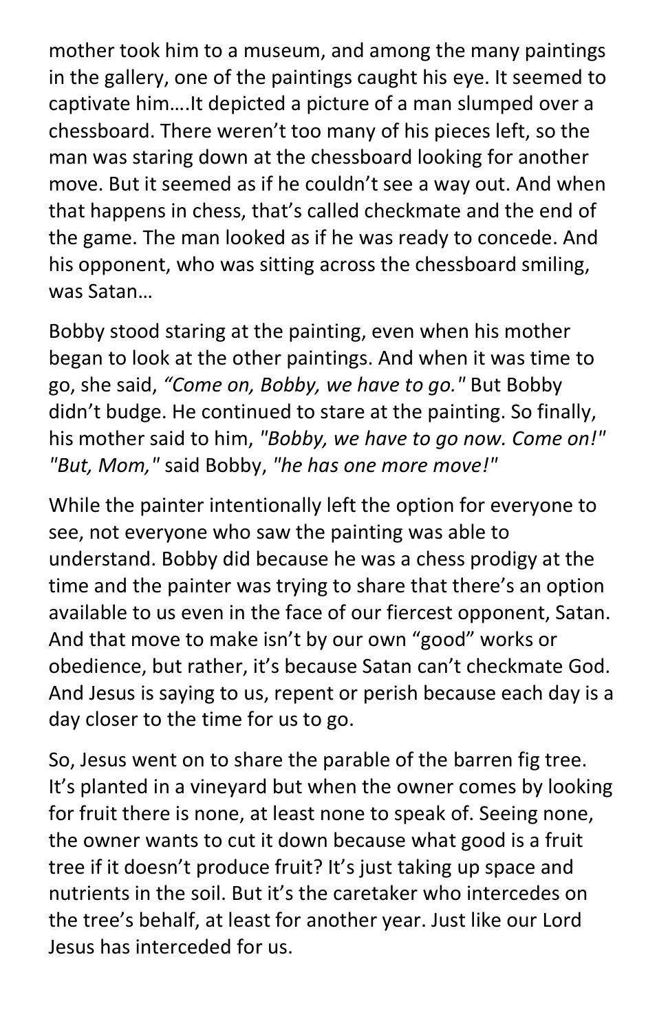mother took him to a museum, and among the many paintings in the gallery, one of the paintings caught his eye. It seemed to captivate him….It depicted a picture of a man slumped over a chessboard. There weren't too many of his pieces left, so the man was staring down at the chessboard looking for another move. But it seemed as if he couldn't see a way out. And when that happens in chess, that's called checkmate and the end of the game. The man looked as if he was ready to concede. And his opponent, who was sitting across the chessboard smiling, was Satan…

Bobby stood staring at the painting, even when his mother began to look at the other paintings. And when it was time to go, she said, *"Come on, Bobby, we have to go."* But Bobby didn't budge. He continued to stare at the painting. So finally, his mother said to him, *"Bobby, we have to go now. Come on!"* *"But, Mom,"* said Bobby, *"he has one more move!"*

While the painter intentionally left the option for everyone to see, not everyone who saw the painting was able to understand. Bobby did because he was a chess prodigy at the time and the painter was trying to share that there's an option available to us even in the face of our fiercest opponent, Satan. And that move to make isn't by our own "good" works or obedience, but rather, it's because Satan can't checkmate God. And Jesus is saying to us, repent or perish because each day is a day closer to the time for us to go.

So, Jesus went on to share the parable of the barren fig tree. It's planted in a vineyard but when the owner comes by looking for fruit there is none, at least none to speak of. Seeing none, the owner wants to cut it down because what good is a fruit tree if it doesn't produce fruit? It's just taking up space and nutrients in the soil. But it's the caretaker who intercedes on the tree's behalf, at least for another year. Just like our Lord Jesus has interceded for us.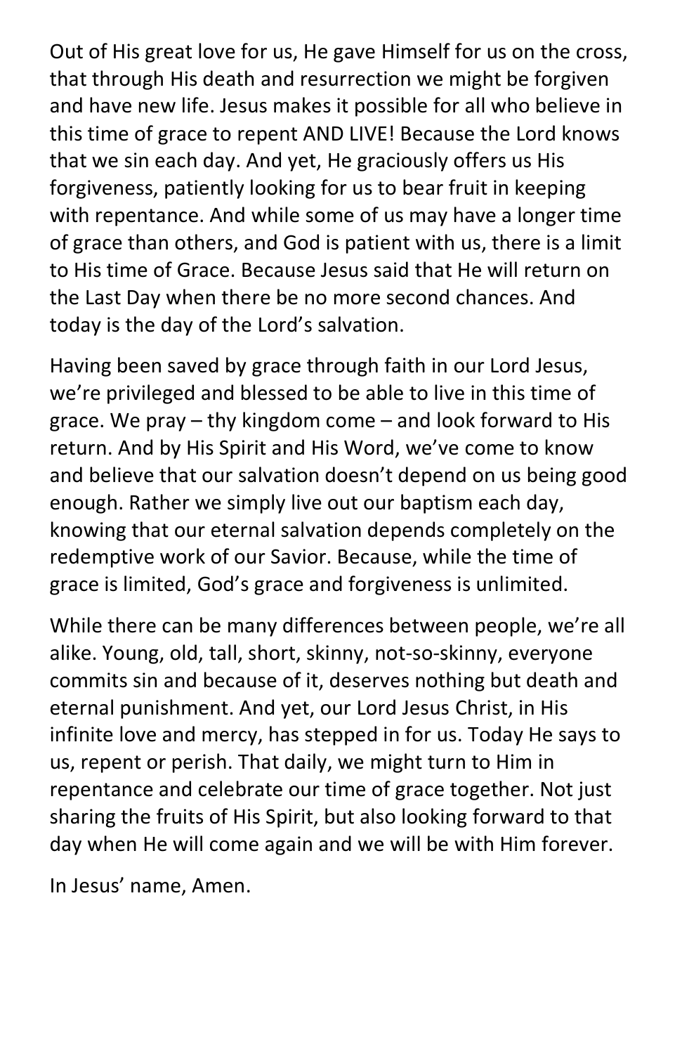Out of His great love for us, He gave Himself for us on the cross, that through His death and resurrection we might be forgiven and have new life. Jesus makes it possible for all who believe in this time of grace to repent AND LIVE! Because the Lord knows that we sin each day. And yet, He graciously offers us His forgiveness, patiently looking for us to bear fruit in keeping with repentance. And while some of us may have a longer time of grace than others, and God is patient with us, there is a limit to His time of Grace. Because Jesus said that He will return on the Last Day when there be no more second chances. And today is the day of the Lord's salvation.

Having been saved by grace through faith in our Lord Jesus, we're privileged and blessed to be able to live in this time of grace. We pray – thy kingdom come – and look forward to His return. And by His Spirit and His Word, we've come to know and believe that our salvation doesn't depend on us being good enough. Rather we simply live out our baptism each day, knowing that our eternal salvation depends completely on the redemptive work of our Savior. Because, while the time of grace is limited, God's grace and forgiveness is unlimited.

While there can be many differences between people, we're all alike. Young, old, tall, short, skinny, not-so-skinny, everyone commits sin and because of it, deserves nothing but death and eternal punishment. And yet, our Lord Jesus Christ, in His infinite love and mercy, has stepped in for us. Today He says to us, repent or perish. That daily, we might turn to Him in repentance and celebrate our time of grace together. Not just sharing the fruits of His Spirit, but also looking forward to that day when He will come again and we will be with Him forever.

In Jesus' name, Amen.